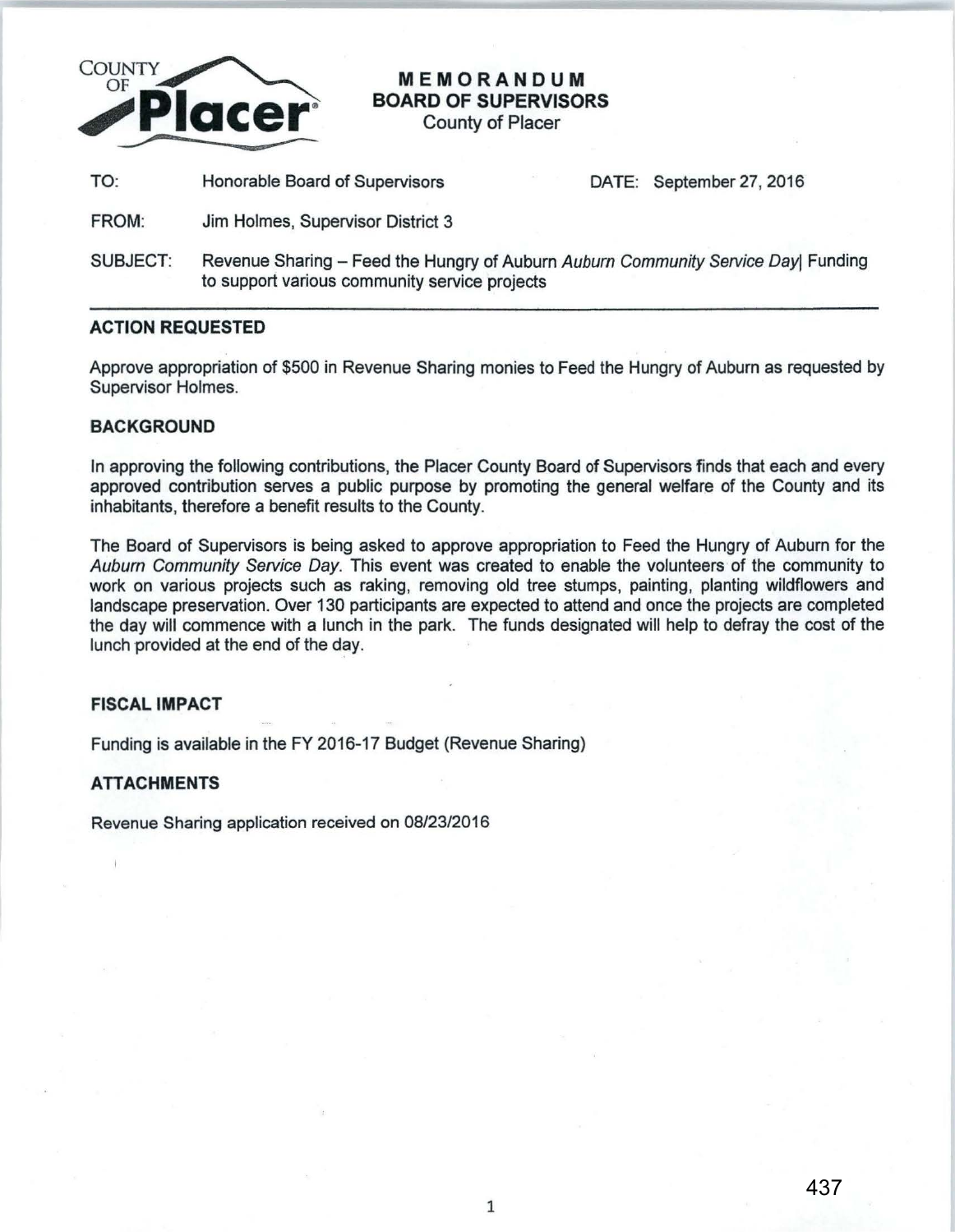# MEMORANDUM
## BOARD OF SUPERVISORS
County of Placer

TO: Honorable Board of Supervisors DATE: September 27, 2016

FROM: Jim Holmes, Supervisor District 3

SUBJECT: Revenue Sharing – Feed the Hungry of Auburn *Auburn Community Service Day*| Funding to support various community service projects

---

### ACTION REQUESTED

Approve appropriation of $500 in Revenue Sharing monies to Feed the Hungry of Auburn as requested by Supervisor Holmes.

### BACKGROUND

In approving the following contributions, the Placer County Board of Supervisors finds that each and every approved contribution serves a public purpose by promoting the general welfare of the County and its inhabitants, therefore a benefit results to the County.

The Board of Supervisors is being asked to approve appropriation to Feed the Hungry of Auburn for the *Auburn Community Service Day*. This event was created to enable the volunteers of the community to work on various projects such as raking, removing old tree stumps, painting, planting wildflowers and landscape preservation. Over 130 participants are expected to attend and once the projects are completed the day will commence with a lunch in the park. The funds designated will help to defray the cost of the lunch provided at the end of the day.

### FISCAL IMPACT

Funding is available in the FY 2016-17 Budget (Revenue Sharing)

### ATTACHMENTS

Revenue Sharing application received on 08/23/2016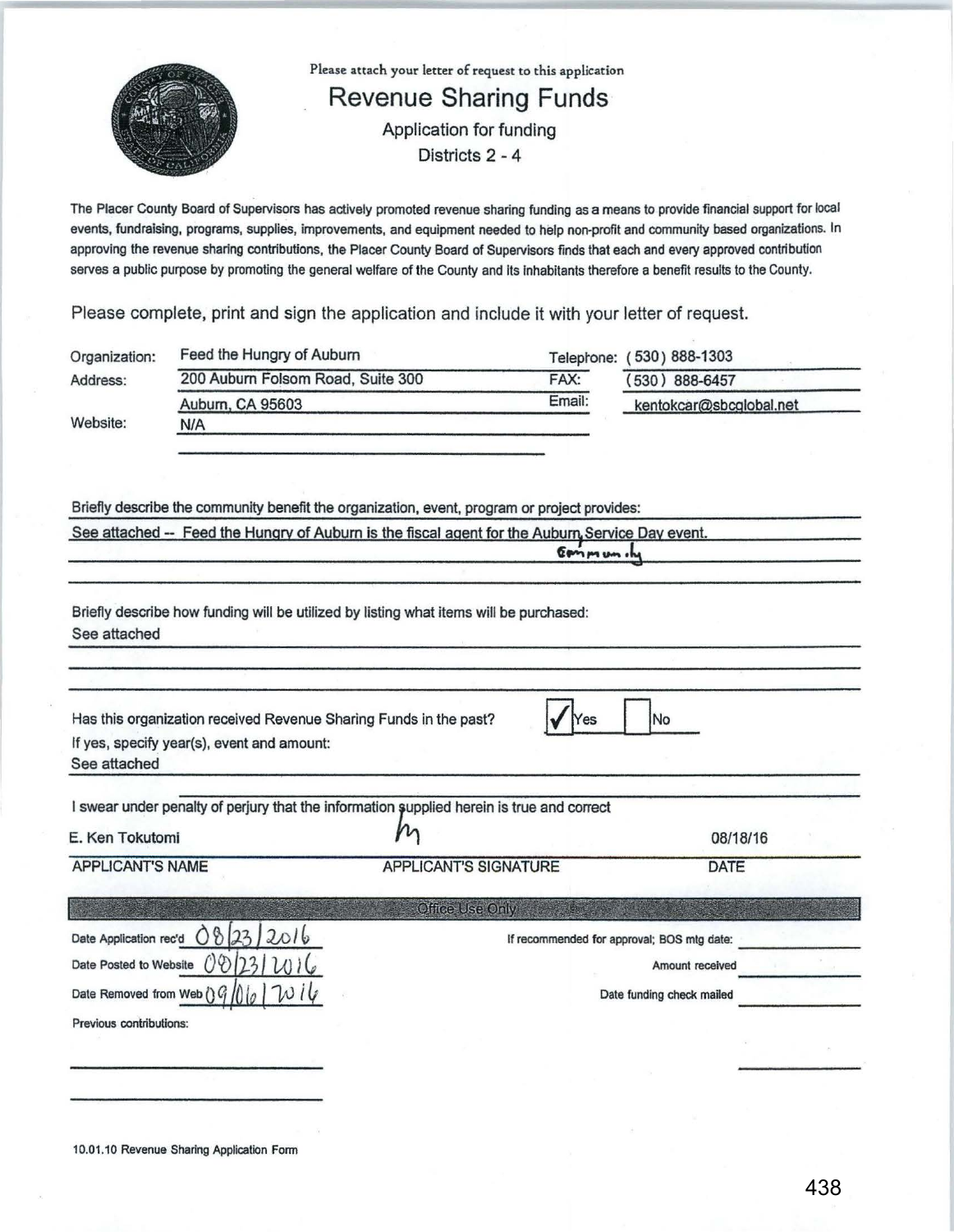Please attach your letter of request to this application

# Revenue Sharing Funds

## Application for funding

### Districts 2 - 4

The Placer County Board of Supervisors has actively promoted revenue sharing funding as a means to provide financial support for local events, fundraising, programs, supplies, improvements, and equipment needed to help non-profit and community based organizations. In approving the revenue sharing contributions, the Placer County Board of Supervisors finds that each and every approved contribution serves a public purpose by promoting the general welfare of the County and its inhabitants therefore a benefit results to the County.

Please complete, print and sign the application and include it with your letter of request.

Organization: Feed the Hungry of Auburn
Telephone: (530) 888-1303

Address: 200 Auburn Folsom Road, Suite 300
Auburn, CA 95603
FAX: (530) 888-6457
Email: kentokcar@sbcglobal.net

Website: N/A

Briefly describe the community benefit the organization, event, program or project provides:

See attached -- Feed the Hungry of Auburn is the fiscal agent for the Auburn Community Service Day event.

Briefly describe how funding will be utilized by listing what items will be purchased:

See attached

Has this organization received Revenue Sharing Funds in the past? ☑ Yes ☐ No

If yes, specify year(s), event and amount:

See attached

I swear under penalty of perjury that the information supplied herein is true and correct

| APPLICANT'S NAME | APPLICANT'S SIGNATURE | DATE |
|---|---|---|
| E. Ken Tokutomi | [signature] | 08/18/16 |

**Office Use Only**

Date Application rec'd 08/23/2016
Date Posted to Website 08/23/2016
Date Removed from Web 09/06/2016
Previous contributions:

If recommended for approval; BOS mtg date:
Amount received
Date funding check mailed

10.01.10 Revenue Sharing Application Form